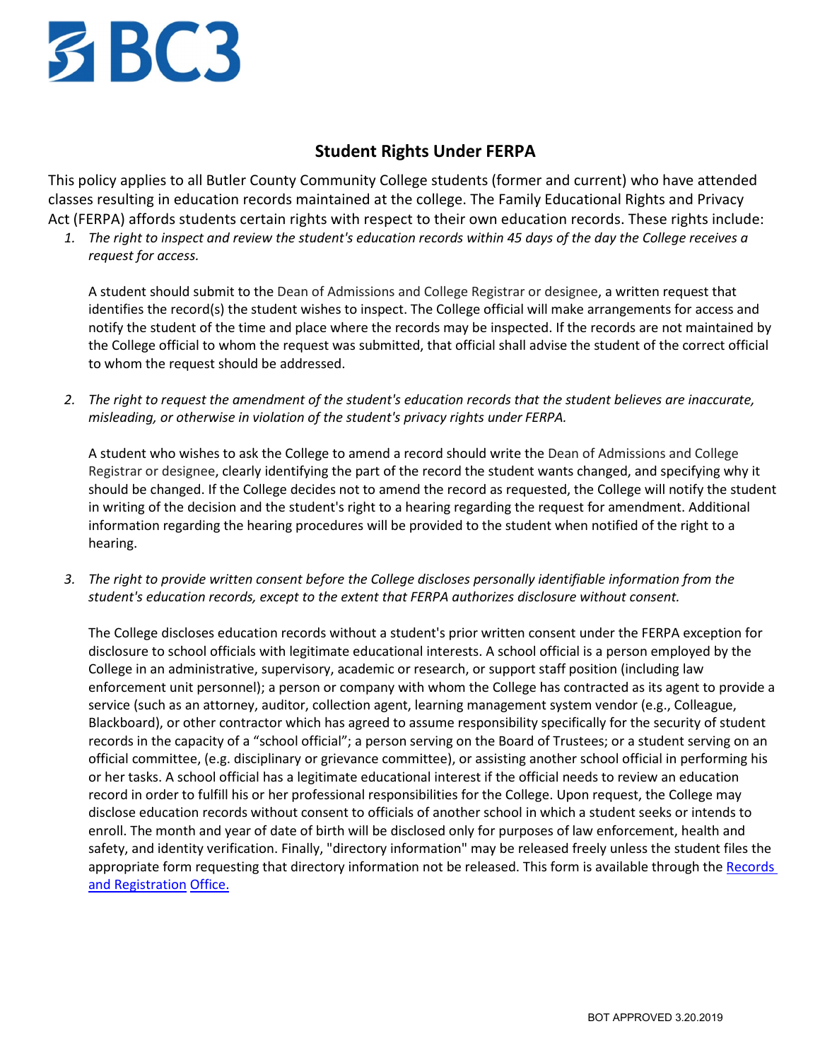# Student Rights Under FERPA

This policy applies to all Butler County Community College students (former and current) who have attended classes resulting in education records maintained at the college. The Family Educational Rights and Privacy Act (FERPA) affords students certain rights with respect to their own education records. These rights include:

1. *The right to inspect and review the student's education records within 45 days of the day the College receives a request for access.*

   A student should submit to the Dean of Admissions and College Registrar or designee, a written request that identifies the record(s) the student wishes to inspect. The College official will make arrangements for access and notify the student of the time and place where the records may be inspected. If the records are not maintained by the College official to whom the request was submitted, that official shall advise the student of the correct official to whom the request should be addressed.

2. *The right to request the amendment of the student's education records that the student believes are inaccurate, misleading, or otherwise in violation of the student's privacy rights under FERPA.*

   A student who wishes to ask the College to amend a record should write the Dean of Admissions and College Registrar or designee, clearly identifying the part of the record the student wants changed, and specifying why it should be changed. If the College decides not to amend the record as requested, the College will notify the student in writing of the decision and the student's right to a hearing regarding the request for amendment. Additional information regarding the hearing procedures will be provided to the student when notified of the right to a hearing.

3. *The right to provide written consent before the College discloses personally identifiable information from the student's education records, except to the extent that FERPA authorizes disclosure without consent.*

   The College discloses education records without a student's prior written consent under the FERPA exception for disclosure to school officials with legitimate educational interests. A school official is a person employed by the College in an administrative, supervisory, academic or research, or support staff position (including law enforcement unit personnel); a person or company with whom the College has contracted as its agent to provide a service (such as an attorney, auditor, collection agent, learning management system vendor (e.g., Colleague, Blackboard), or other contractor which has agreed to assume responsibility specifically for the security of student records in the capacity of a "school official"; a person serving on the Board of Trustees; or a student serving on an official committee, (e.g. disciplinary or grievance committee), or assisting another school official in performing his or her tasks. A school official has a legitimate educational interest if the official needs to review an education record in order to fulfill his or her professional responsibilities for the College. Upon request, the College may disclose education records without consent to officials of another school in which a student seeks or intends to enroll. The month and year of date of birth will be disclosed only for purposes of law enforcement, health and safety, and identity verification. Finally, "directory information" may be released freely unless the student files the appropriate form requesting that directory information not be released. This form is available through the Records and Registration Office.

BOT APPROVED 3.20.2019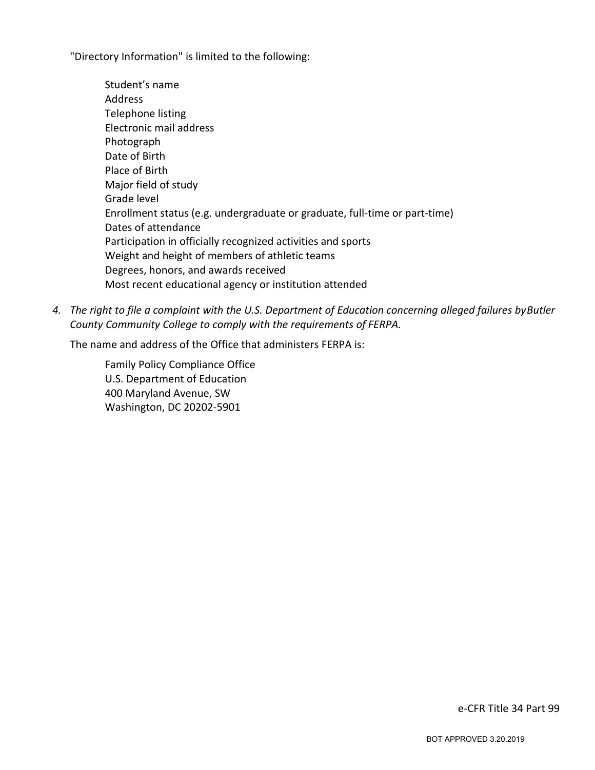"Directory Information" is limited to the following:

Student's name
Address
Telephone listing
Electronic mail address
Photograph
Date of Birth
Place of Birth
Major field of study
Grade level
Enrollment status (e.g. undergraduate or graduate, full-time or part-time)
Dates of attendance
Participation in officially recognized activities and sports
Weight and height of members of athletic teams
Degrees, honors, and awards received
Most recent educational agency or institution attended

4. *The right to file a complaint with the U.S. Department of Education concerning alleged failures by Butler County Community College to comply with the requirements of FERPA.*

   The name and address of the Office that administers FERPA is:

   Family Policy Compliance Office
   U.S. Department of Education
   400 Maryland Avenue, SW
   Washington, DC 20202-5901

e-CFR Title 34 Part 99

BOT APPROVED 3.20.2019